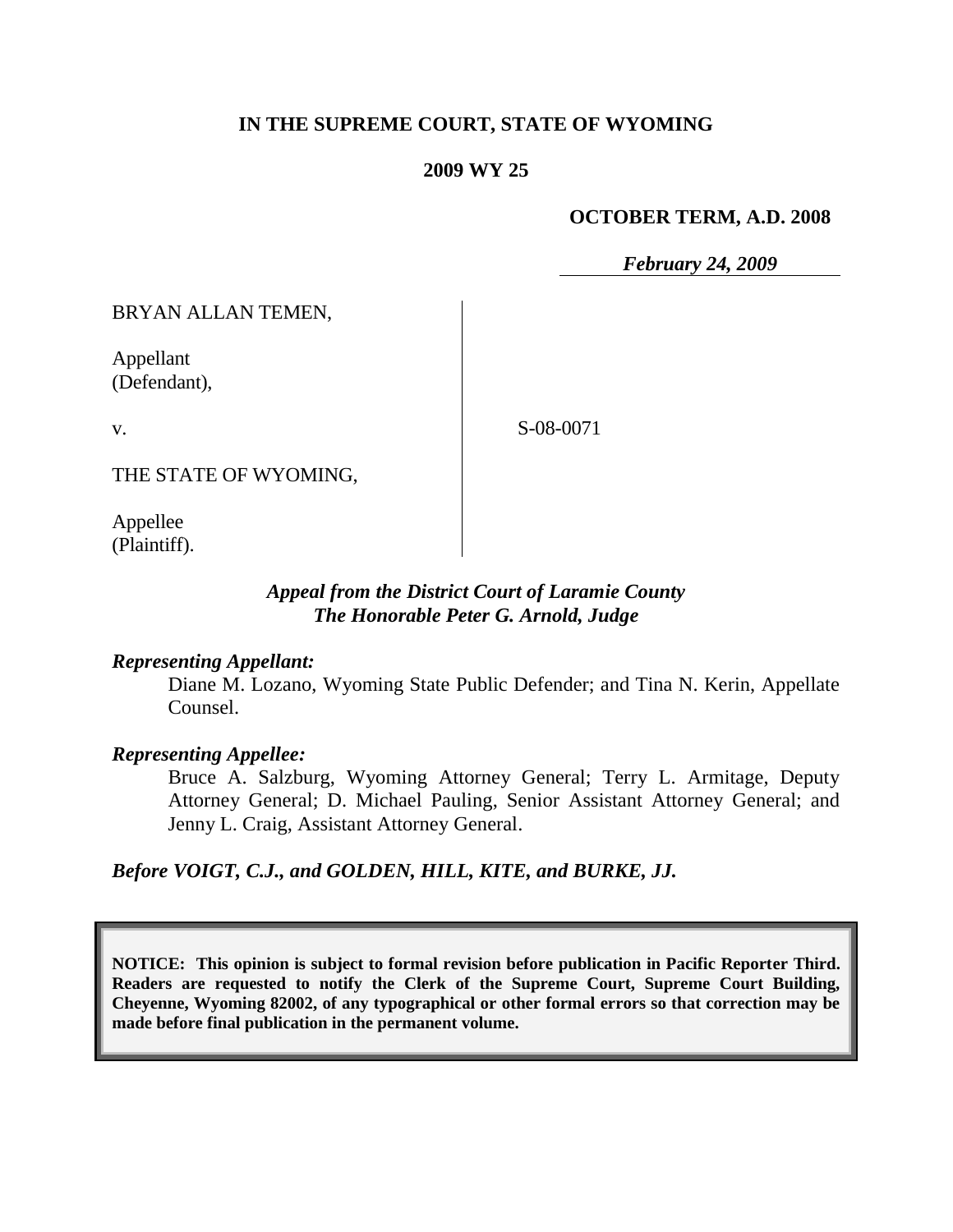**IN THE SUPREME COURT, STATE OF WYOMING**

**2009 WY 25**

**OCTOBER TERM, A.D. 2008**

***February 24, 2009***

BRYAN ALLAN TEMEN,

Appellant
(Defendant),

v.

S-08-0071

THE STATE OF WYOMING,

Appellee
(Plaintiff).

***Appeal from the District Court of Laramie County***
***The Honorable Peter G. Arnold, Judge***

***Representing Appellant:***

Diane M. Lozano, Wyoming State Public Defender; and Tina N. Kerin, Appellate Counsel.

***Representing Appellee:***

Bruce A. Salzburg, Wyoming Attorney General; Terry L. Armitage, Deputy Attorney General; D. Michael Pauling, Senior Assistant Attorney General; and Jenny L. Craig, Assistant Attorney General.

***Before VOIGT, C.J., and GOLDEN, HILL, KITE, and BURKE, JJ.***

**NOTICE: This opinion is subject to formal revision before publication in Pacific Reporter Third. Readers are requested to notify the Clerk of the Supreme Court, Supreme Court Building, Cheyenne, Wyoming 82002, of any typographical or other formal errors so that correction may be made before final publication in the permanent volume.**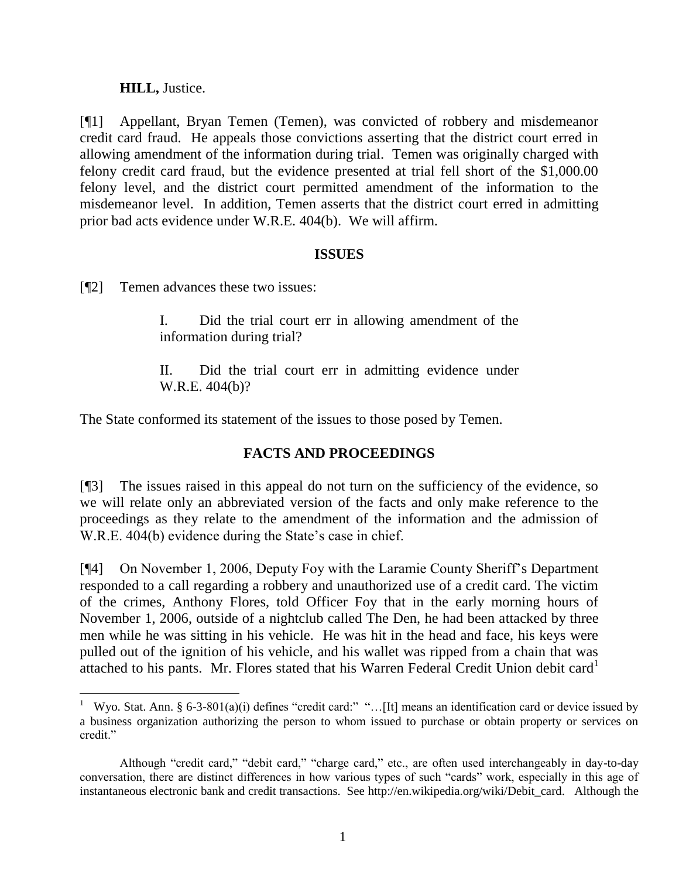**HILL,** Justice.

[¶1] Appellant, Bryan Temen (Temen), was convicted of robbery and misdemeanor credit card fraud. He appeals those convictions asserting that the district court erred in allowing amendment of the information during trial. Temen was originally charged with felony credit card fraud, but the evidence presented at trial fell short of the $1,000.00 felony level, and the district court permitted amendment of the information to the misdemeanor level. In addition, Temen asserts that the district court erred in admitting prior bad acts evidence under W.R.E. 404(b). We will affirm.

## ISSUES

[¶2] Temen advances these two issues:

> I. Did the trial court err in allowing amendment of the information during trial?
>
> II. Did the trial court err in admitting evidence under W.R.E. 404(b)?

The State conformed its statement of the issues to those posed by Temen.

## FACTS AND PROCEEDINGS

[¶3] The issues raised in this appeal do not turn on the sufficiency of the evidence, so we will relate only an abbreviated version of the facts and only make reference to the proceedings as they relate to the amendment of the information and the admission of W.R.E. 404(b) evidence during the State's case in chief.

[¶4] On November 1, 2006, Deputy Foy with the Laramie County Sheriff's Department responded to a call regarding a robbery and unauthorized use of a credit card. The victim of the crimes, Anthony Flores, told Officer Foy that in the early morning hours of November 1, 2006, outside of a nightclub called The Den, he had been attacked by three men while he was sitting in his vehicle. He was hit in the head and face, his keys were pulled out of the ignition of his vehicle, and his wallet was ripped from a chain that was attached to his pants. Mr. Flores stated that his Warren Federal Credit Union debit card[1]

---

[1] Wyo. Stat. Ann. § 6-3-801(a)(i) defines "credit card:" "…[It] means an identification card or device issued by a business organization authorizing the person to whom issued to purchase or obtain property or services on credit."

Although "credit card," "debit card," "charge card," etc., are often used interchangeably in day-to-day conversation, there are distinct differences in how various types of such "cards" work, especially in this age of instantaneous electronic bank and credit transactions. See http://en.wikipedia.org/wiki/Debit_card. Although the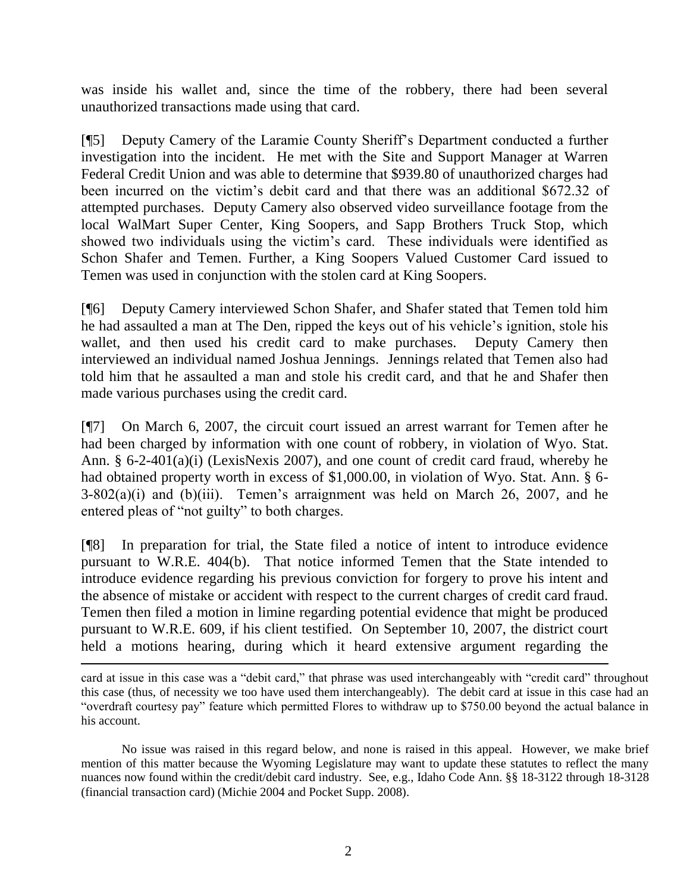was inside his wallet and, since the time of the robbery, there had been several unauthorized transactions made using that card.

[¶5] Deputy Camery of the Laramie County Sheriff's Department conducted a further investigation into the incident. He met with the Site and Support Manager at Warren Federal Credit Union and was able to determine that $939.80 of unauthorized charges had been incurred on the victim's debit card and that there was an additional $672.32 of attempted purchases. Deputy Camery also observed video surveillance footage from the local WalMart Super Center, King Soopers, and Sapp Brothers Truck Stop, which showed two individuals using the victim's card. These individuals were identified as Schon Shafer and Temen. Further, a King Soopers Valued Customer Card issued to Temen was used in conjunction with the stolen card at King Soopers.

[¶6] Deputy Camery interviewed Schon Shafer, and Shafer stated that Temen told him he had assaulted a man at The Den, ripped the keys out of his vehicle's ignition, stole his wallet, and then used his credit card to make purchases. Deputy Camery then interviewed an individual named Joshua Jennings. Jennings related that Temen also had told him that he assaulted a man and stole his credit card, and that he and Shafer then made various purchases using the credit card.

[¶7] On March 6, 2007, the circuit court issued an arrest warrant for Temen after he had been charged by information with one count of robbery, in violation of Wyo. Stat. Ann. § 6-2-401(a)(i) (LexisNexis 2007), and one count of credit card fraud, whereby he had obtained property worth in excess of $1,000.00, in violation of Wyo. Stat. Ann. § 6-3-802(a)(i) and (b)(iii). Temen's arraignment was held on March 26, 2007, and he entered pleas of "not guilty" to both charges.

[¶8] In preparation for trial, the State filed a notice of intent to introduce evidence pursuant to W.R.E. 404(b). That notice informed Temen that the State intended to introduce evidence regarding his previous conviction for forgery to prove his intent and the absence of mistake or accident with respect to the current charges of credit card fraud. Temen then filed a motion in limine regarding potential evidence that might be produced pursuant to W.R.E. 609, if his client testified. On September 10, 2007, the district court held a motions hearing, during which it heard extensive argument regarding the

---

card at issue in this case was a "debit card," that phrase was used interchangeably with "credit card" throughout this case (thus, of necessity we too have used them interchangeably). The debit card at issue in this case had an "overdraft courtesy pay" feature which permitted Flores to withdraw up to $750.00 beyond the actual balance in his account.

No issue was raised in this regard below, and none is raised in this appeal. However, we make brief mention of this matter because the Wyoming Legislature may want to update these statutes to reflect the many nuances now found within the credit/debit card industry. See, e.g., Idaho Code Ann. §§ 18-3122 through 18-3128 (financial transaction card) (Michie 2004 and Pocket Supp. 2008).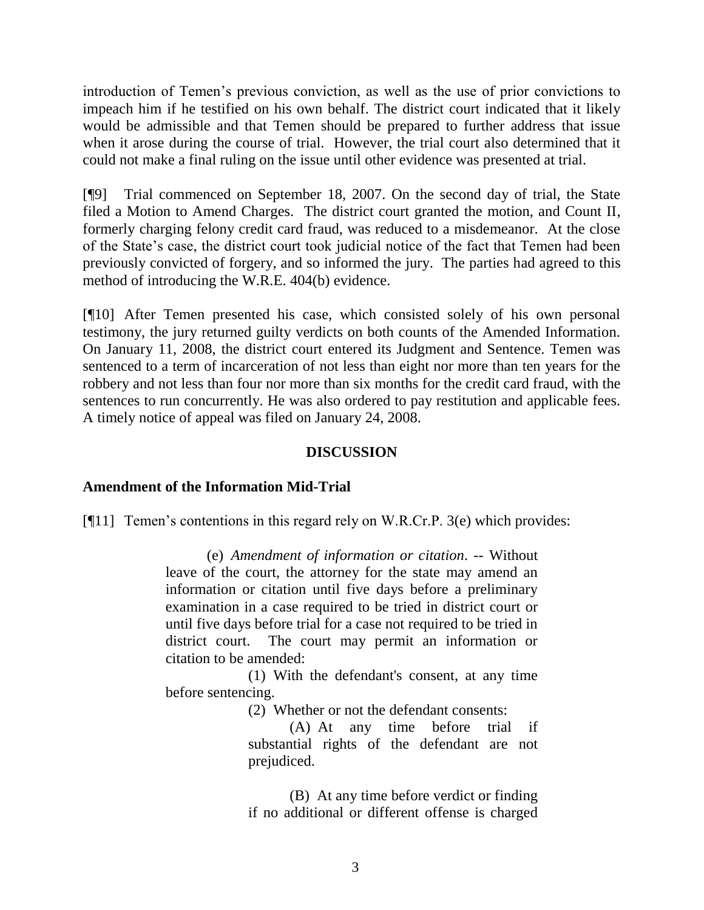introduction of Temen's previous conviction, as well as the use of prior convictions to impeach him if he testified on his own behalf. The district court indicated that it likely would be admissible and that Temen should be prepared to further address that issue when it arose during the course of trial. However, the trial court also determined that it could not make a final ruling on the issue until other evidence was presented at trial.

[¶9] Trial commenced on September 18, 2007. On the second day of trial, the State filed a Motion to Amend Charges. The district court granted the motion, and Count II, formerly charging felony credit card fraud, was reduced to a misdemeanor. At the close of the State's case, the district court took judicial notice of the fact that Temen had been previously convicted of forgery, and so informed the jury. The parties had agreed to this method of introducing the W.R.E. 404(b) evidence.

[¶10] After Temen presented his case, which consisted solely of his own personal testimony, the jury returned guilty verdicts on both counts of the Amended Information. On January 11, 2008, the district court entered its Judgment and Sentence. Temen was sentenced to a term of incarceration of not less than eight nor more than ten years for the robbery and not less than four nor more than six months for the credit card fraud, with the sentences to run concurrently. He was also ordered to pay restitution and applicable fees. A timely notice of appeal was filed on January 24, 2008.

## DISCUSSION

### Amendment of the Information Mid-Trial

[¶11] Temen's contentions in this regard rely on W.R.Cr.P. 3(e) which provides:

> (e) *Amendment of information or citation*. -- Without leave of the court, the attorney for the state may amend an information or citation until five days before a preliminary examination in a case required to be tried in district court or until five days before trial for a case not required to be tried in district court. The court may permit an information or citation to be amended:
>
> (1) With the defendant's consent, at any time before sentencing.
>
> (2) Whether or not the defendant consents:
>
> (A) At any time before trial if substantial rights of the defendant are not prejudiced.
>
> (B) At any time before verdict or finding if no additional or different offense is charged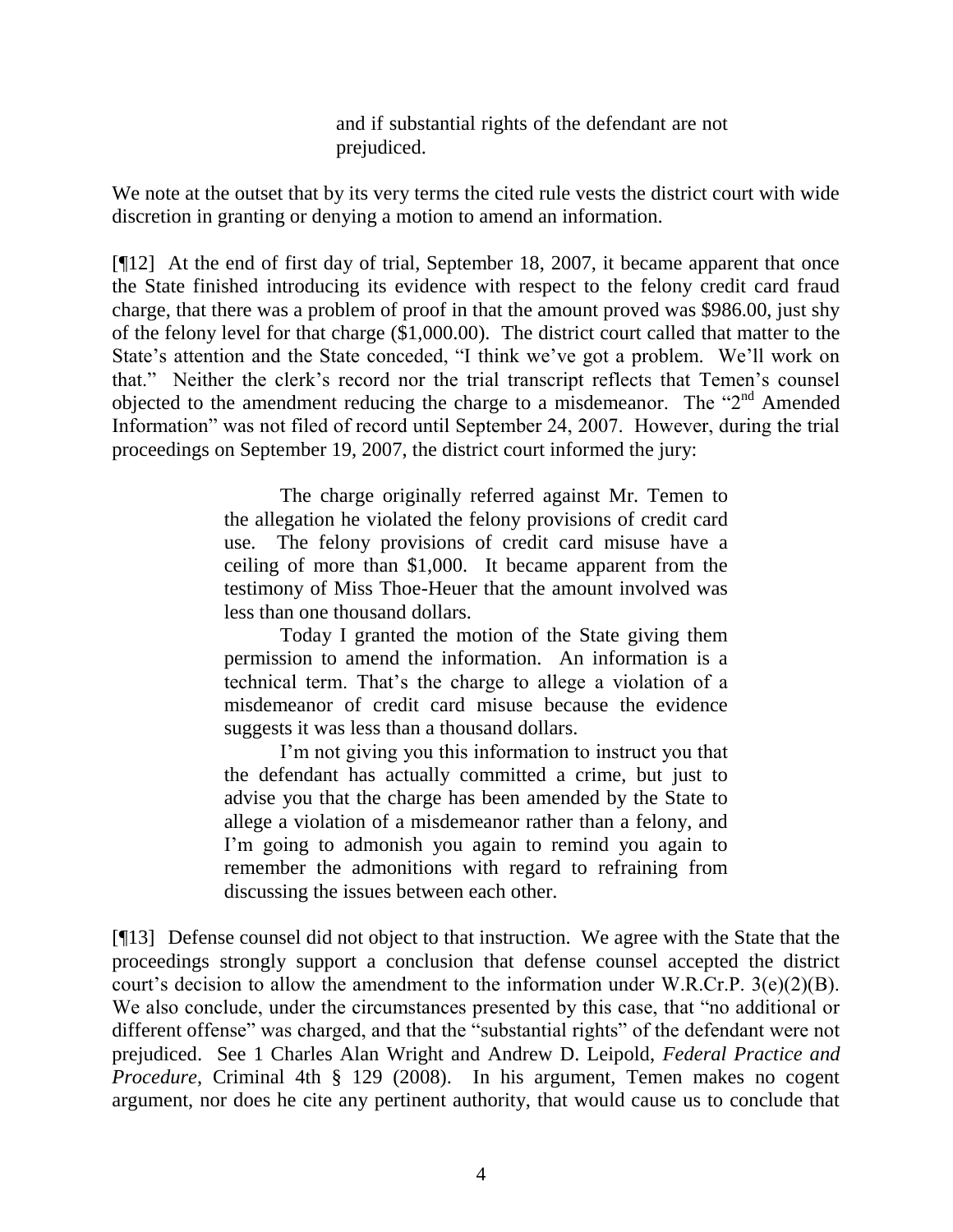> and if substantial rights of the defendant are not prejudiced.

We note at the outset that by its very terms the cited rule vests the district court with wide discretion in granting or denying a motion to amend an information.

[¶12] At the end of first day of trial, September 18, 2007, it became apparent that once the State finished introducing its evidence with respect to the felony credit card fraud charge, that there was a problem of proof in that the amount proved was $986.00, just shy of the felony level for that charge ($1,000.00). The district court called that matter to the State's attention and the State conceded, "I think we've got a problem. We'll work on that." Neither the clerk's record nor the trial transcript reflects that Temen's counsel objected to the amendment reducing the charge to a misdemeanor. The "2nd Amended Information" was not filed of record until September 24, 2007. However, during the trial proceedings on September 19, 2007, the district court informed the jury:

> The charge originally referred against Mr. Temen to the allegation he violated the felony provisions of credit card use. The felony provisions of credit card misuse have a ceiling of more than $1,000. It became apparent from the testimony of Miss Thoe-Heuer that the amount involved was less than one thousand dollars.
>
> Today I granted the motion of the State giving them permission to amend the information. An information is a technical term. That's the charge to allege a violation of a misdemeanor of credit card misuse because the evidence suggests it was less than a thousand dollars.
>
> I'm not giving you this information to instruct you that the defendant has actually committed a crime, but just to advise you that the charge has been amended by the State to allege a violation of a misdemeanor rather than a felony, and I'm going to admonish you again to remind you again to remember the admonitions with regard to refraining from discussing the issues between each other.

[¶13] Defense counsel did not object to that instruction. We agree with the State that the proceedings strongly support a conclusion that defense counsel accepted the district court's decision to allow the amendment to the information under W.R.Cr.P. 3(e)(2)(B). We also conclude, under the circumstances presented by this case, that "no additional or different offense" was charged, and that the "substantial rights" of the defendant were not prejudiced. See 1 Charles Alan Wright and Andrew D. Leipold, *Federal Practice and Procedure*, Criminal 4th § 129 (2008). In his argument, Temen makes no cogent argument, nor does he cite any pertinent authority, that would cause us to conclude that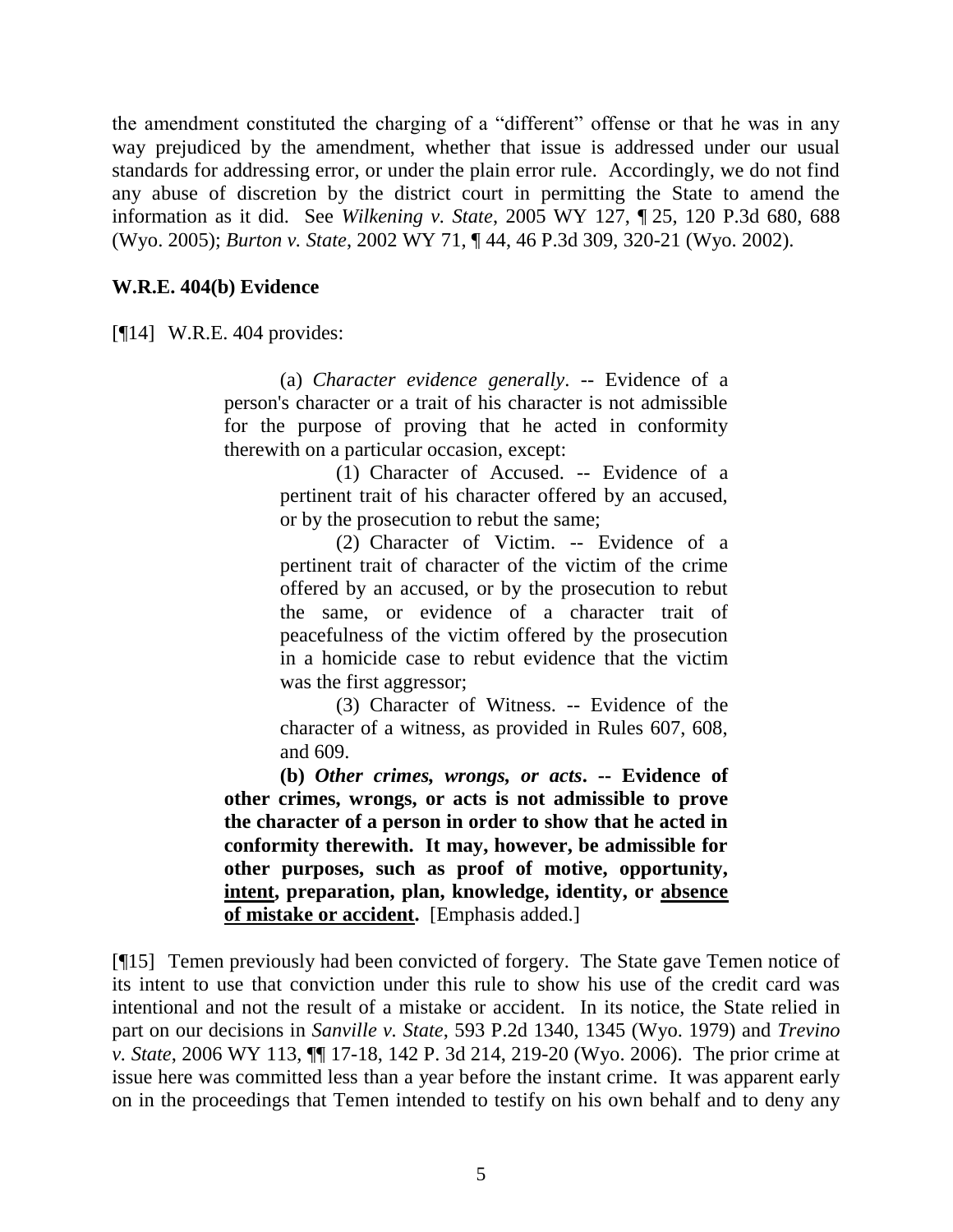the amendment constituted the charging of a "different" offense or that he was in any way prejudiced by the amendment, whether that issue is addressed under our usual standards for addressing error, or under the plain error rule. Accordingly, we do not find any abuse of discretion by the district court in permitting the State to amend the information as it did. See *Wilkening v. State*, 2005 WY 127, ¶ 25, 120 P.3d 680, 688 (Wyo. 2005); *Burton v. State*, 2002 WY 71, ¶ 44, 46 P.3d 309, 320-21 (Wyo. 2002).

**W.R.E. 404(b) Evidence**

[¶14] W.R.E. 404 provides:

> (a) *Character evidence generally*. -- Evidence of a person's character or a trait of his character is not admissible for the purpose of proving that he acted in conformity therewith on a particular occasion, except:
>
> > (1) Character of Accused. -- Evidence of a pertinent trait of his character offered by an accused, or by the prosecution to rebut the same;
> >
> > (2) Character of Victim. -- Evidence of a pertinent trait of character of the victim of the crime offered by an accused, or by the prosecution to rebut the same, or evidence of a character trait of peacefulness of the victim offered by the prosecution in a homicide case to rebut evidence that the victim was the first aggressor;
> >
> > (3) Character of Witness. -- Evidence of the character of a witness, as provided in Rules 607, 608, and 609.
>
> **(b) *Other crimes, wrongs, or acts*. -- Evidence of other crimes, wrongs, or acts is not admissible to prove the character of a person in order to show that he acted in conformity therewith. It may, however, be admissible for other purposes, such as proof of motive, opportunity, <u>intent</u>, preparation, plan, knowledge, identity, or <u>absence of mistake or accident</u>.** [Emphasis added.]

[¶15] Temen previously had been convicted of forgery. The State gave Temen notice of its intent to use that conviction under this rule to show his use of the credit card was intentional and not the result of a mistake or accident. In its notice, the State relied in part on our decisions in *Sanville v. State*, 593 P.2d 1340, 1345 (Wyo. 1979) and *Trevino v. State*, 2006 WY 113, ¶¶ 17-18, 142 P. 3d 214, 219-20 (Wyo. 2006). The prior crime at issue here was committed less than a year before the instant crime. It was apparent early on in the proceedings that Temen intended to testify on his own behalf and to deny any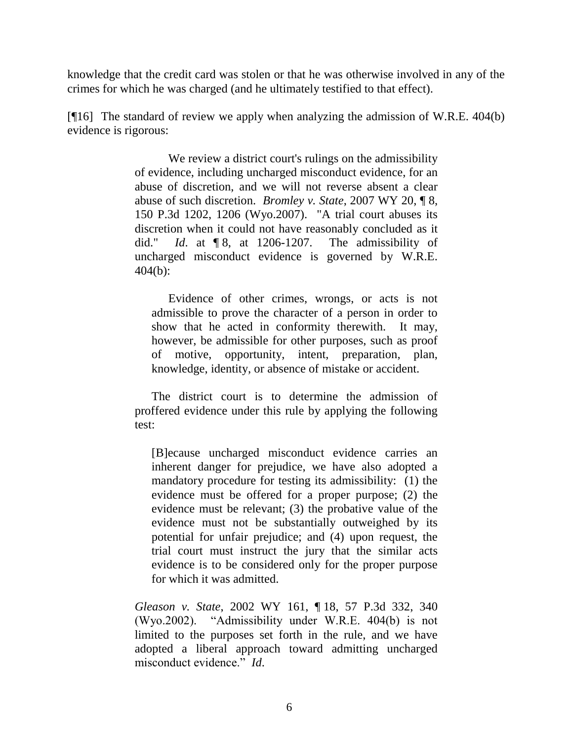knowledge that the credit card was stolen or that he was otherwise involved in any of the crimes for which he was charged (and he ultimately testified to that effect).

[¶16] The standard of review we apply when analyzing the admission of W.R.E. 404(b) evidence is rigorous:

> We review a district court's rulings on the admissibility of evidence, including uncharged misconduct evidence, for an abuse of discretion, and we will not reverse absent a clear abuse of such discretion. *Bromley v. State*, 2007 WY 20, ¶ 8, 150 P.3d 1202, 1206 (Wyo.2007). "A trial court abuses its discretion when it could not have reasonably concluded as it did." *Id.* at ¶ 8, at 1206-1207. The admissibility of uncharged misconduct evidence is governed by W.R.E. 404(b):
>
> > Evidence of other crimes, wrongs, or acts is not admissible to prove the character of a person in order to show that he acted in conformity therewith. It may, however, be admissible for other purposes, such as proof of motive, opportunity, intent, preparation, plan, knowledge, identity, or absence of mistake or accident.
>
> The district court is to determine the admission of proffered evidence under this rule by applying the following test:
>
> > [B]ecause uncharged misconduct evidence carries an inherent danger for prejudice, we have also adopted a mandatory procedure for testing its admissibility: (1) the evidence must be offered for a proper purpose; (2) the evidence must be relevant; (3) the probative value of the evidence must not be substantially outweighed by its potential for unfair prejudice; and (4) upon request, the trial court must instruct the jury that the similar acts evidence is to be considered only for the proper purpose for which it was admitted.
>
> *Gleason v. State*, 2002 WY 161, ¶ 18, 57 P.3d 332, 340 (Wyo.2002). "Admissibility under W.R.E. 404(b) is not limited to the purposes set forth in the rule, and we have adopted a liberal approach toward admitting uncharged misconduct evidence." *Id.*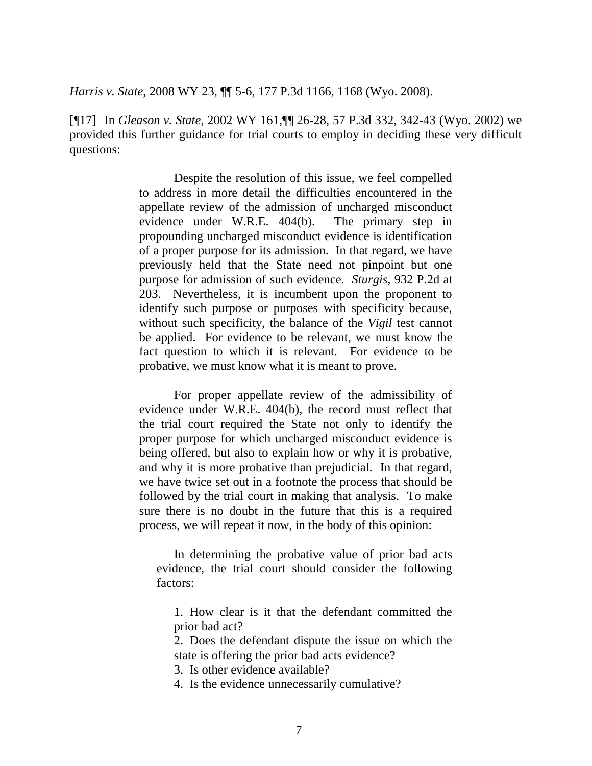*Harris v. State*, 2008 WY 23, ¶¶ 5-6, 177 P.3d 1166, 1168 (Wyo. 2008).

[¶17] In *Gleason v. State*, 2002 WY 161,¶¶ 26-28, 57 P.3d 332, 342-43 (Wyo. 2002) we provided this further guidance for trial courts to employ in deciding these very difficult questions:

> Despite the resolution of this issue, we feel compelled to address in more detail the difficulties encountered in the appellate review of the admission of uncharged misconduct evidence under W.R.E. 404(b). The primary step in propounding uncharged misconduct evidence is identification of a proper purpose for its admission. In that regard, we have previously held that the State need not pinpoint but one purpose for admission of such evidence. *Sturgis*, 932 P.2d at 203. Nevertheless, it is incumbent upon the proponent to identify such purpose or purposes with specificity because, without such specificity, the balance of the *Vigil* test cannot be applied. For evidence to be relevant, we must know the fact question to which it is relevant. For evidence to be probative, we must know what it is meant to prove.
>
> For proper appellate review of the admissibility of evidence under W.R.E. 404(b), the record must reflect that the trial court required the State not only to identify the proper purpose for which uncharged misconduct evidence is being offered, but also to explain how or why it is probative, and why it is more probative than prejudicial. In that regard, we have twice set out in a footnote the process that should be followed by the trial court in making that analysis. To make sure there is no doubt in the future that this is a required process, we will repeat it now, in the body of this opinion:
>
>> In determining the probative value of prior bad acts evidence, the trial court should consider the following factors:
>>
>> 1. How clear is it that the defendant committed the prior bad act?
>> 2. Does the defendant dispute the issue on which the state is offering the prior bad acts evidence?
>> 3. Is other evidence available?
>> 4. Is the evidence unnecessarily cumulative?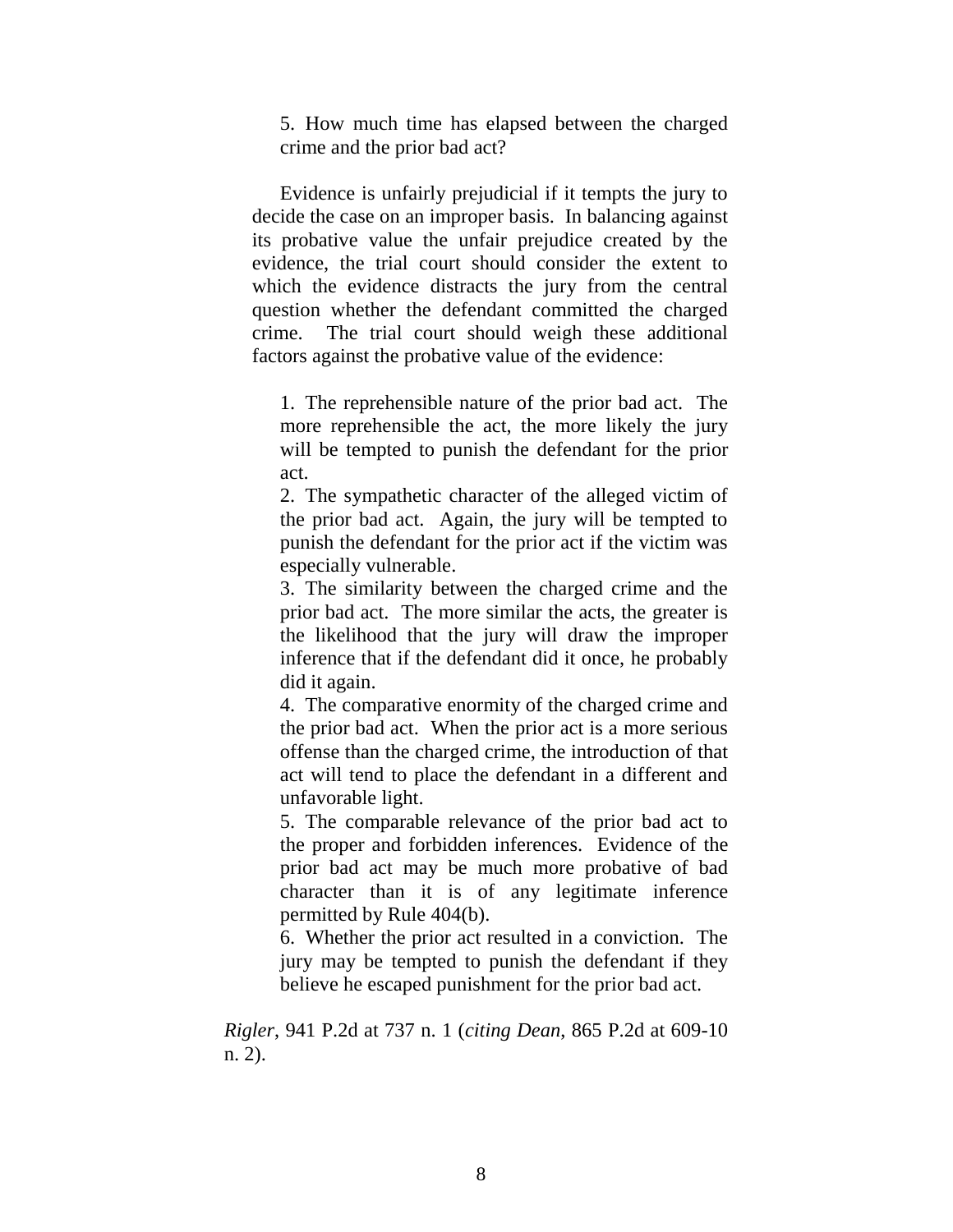5. How much time has elapsed between the charged crime and the prior bad act?

> Evidence is unfairly prejudicial if it tempts the jury to decide the case on an improper basis. In balancing against its probative value the unfair prejudice created by the evidence, the trial court should consider the extent to which the evidence distracts the jury from the central question whether the defendant committed the charged crime. The trial court should weigh these additional factors against the probative value of the evidence:
>
> 1. The reprehensible nature of the prior bad act. The more reprehensible the act, the more likely the jury will be tempted to punish the defendant for the prior act.
> 2. The sympathetic character of the alleged victim of the prior bad act. Again, the jury will be tempted to punish the defendant for the prior act if the victim was especially vulnerable.
> 3. The similarity between the charged crime and the prior bad act. The more similar the acts, the greater is the likelihood that the jury will draw the improper inference that if the defendant did it once, he probably did it again.
> 4. The comparative enormity of the charged crime and the prior bad act. When the prior act is a more serious offense than the charged crime, the introduction of that act will tend to place the defendant in a different and unfavorable light.
> 5. The comparable relevance of the prior bad act to the proper and forbidden inferences. Evidence of the prior bad act may be much more probative of bad character than it is of any legitimate inference permitted by Rule 404(b).
> 6. Whether the prior act resulted in a conviction. The jury may be tempted to punish the defendant if they believe he escaped punishment for the prior bad act.

*Rigler*, 941 P.2d at 737 n. 1 (*citing Dean*, 865 P.2d at 609-10 n. 2).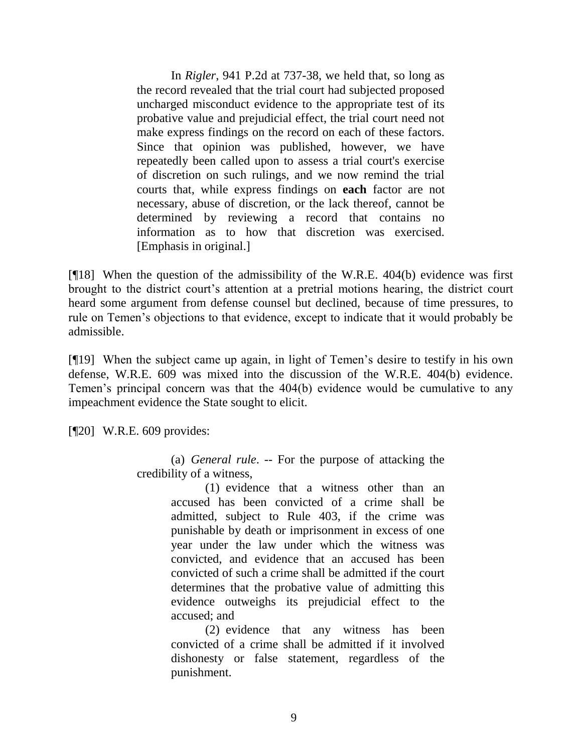> In *Rigler*, 941 P.2d at 737-38, we held that, so long as the record revealed that the trial court had subjected proposed uncharged misconduct evidence to the appropriate test of its probative value and prejudicial effect, the trial court need not make express findings on the record on each of these factors. Since that opinion was published, however, we have repeatedly been called upon to assess a trial court's exercise of discretion on such rulings, and we now remind the trial courts that, while express findings on **each** factor are not necessary, abuse of discretion, or the lack thereof, cannot be determined by reviewing a record that contains no information as to how that discretion was exercised. [Emphasis in original.]

[¶18] When the question of the admissibility of the W.R.E. 404(b) evidence was first brought to the district court's attention at a pretrial motions hearing, the district court heard some argument from defense counsel but declined, because of time pressures, to rule on Temen's objections to that evidence, except to indicate that it would probably be admissible.

[¶19] When the subject came up again, in light of Temen's desire to testify in his own defense, W.R.E. 609 was mixed into the discussion of the W.R.E. 404(b) evidence. Temen's principal concern was that the 404(b) evidence would be cumulative to any impeachment evidence the State sought to elicit.

[¶20] W.R.E. 609 provides:

> (a) *General rule*. -- For the purpose of attacking the credibility of a witness,
>
> > (1) evidence that a witness other than an accused has been convicted of a crime shall be admitted, subject to Rule 403, if the crime was punishable by death or imprisonment in excess of one year under the law under which the witness was convicted, and evidence that an accused has been convicted of such a crime shall be admitted if the court determines that the probative value of admitting this evidence outweighs its prejudicial effect to the accused; and
> >
> > (2) evidence that any witness has been convicted of a crime shall be admitted if it involved dishonesty or false statement, regardless of the punishment.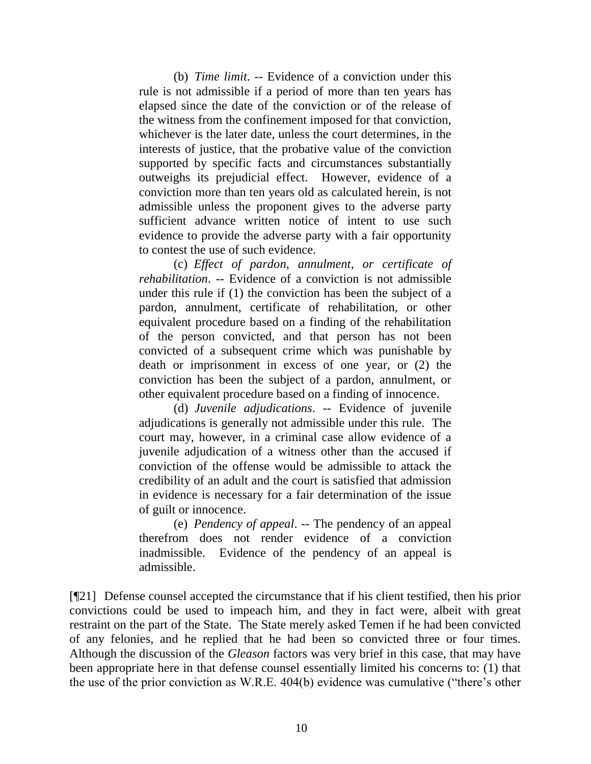> (b) *Time limit*. -- Evidence of a conviction under this rule is not admissible if a period of more than ten years has elapsed since the date of the conviction or of the release of the witness from the confinement imposed for that conviction, whichever is the later date, unless the court determines, in the interests of justice, that the probative value of the conviction supported by specific facts and circumstances substantially outweighs its prejudicial effect. However, evidence of a conviction more than ten years old as calculated herein, is not admissible unless the proponent gives to the adverse party sufficient advance written notice of intent to use such evidence to provide the adverse party with a fair opportunity to contest the use of such evidence.
>
> (c) *Effect of pardon, annulment, or certificate of rehabilitation*. -- Evidence of a conviction is not admissible under this rule if (1) the conviction has been the subject of a pardon, annulment, certificate of rehabilitation, or other equivalent procedure based on a finding of the rehabilitation of the person convicted, and that person has not been convicted of a subsequent crime which was punishable by death or imprisonment in excess of one year, or (2) the conviction has been the subject of a pardon, annulment, or other equivalent procedure based on a finding of innocence.
>
> (d) *Juvenile adjudications*. -- Evidence of juvenile adjudications is generally not admissible under this rule. The court may, however, in a criminal case allow evidence of a juvenile adjudication of a witness other than the accused if conviction of the offense would be admissible to attack the credibility of an adult and the court is satisfied that admission in evidence is necessary for a fair determination of the issue of guilt or innocence.
>
> (e) *Pendency of appeal*. -- The pendency of an appeal therefrom does not render evidence of a conviction inadmissible. Evidence of the pendency of an appeal is admissible.

[¶21] Defense counsel accepted the circumstance that if his client testified, then his prior convictions could be used to impeach him, and they in fact were, albeit with great restraint on the part of the State. The State merely asked Temen if he had been convicted of any felonies, and he replied that he had been so convicted three or four times. Although the discussion of the *Gleason* factors was very brief in this case, that may have been appropriate here in that defense counsel essentially limited his concerns to: (1) that the use of the prior conviction as W.R.E. 404(b) evidence was cumulative ("there's other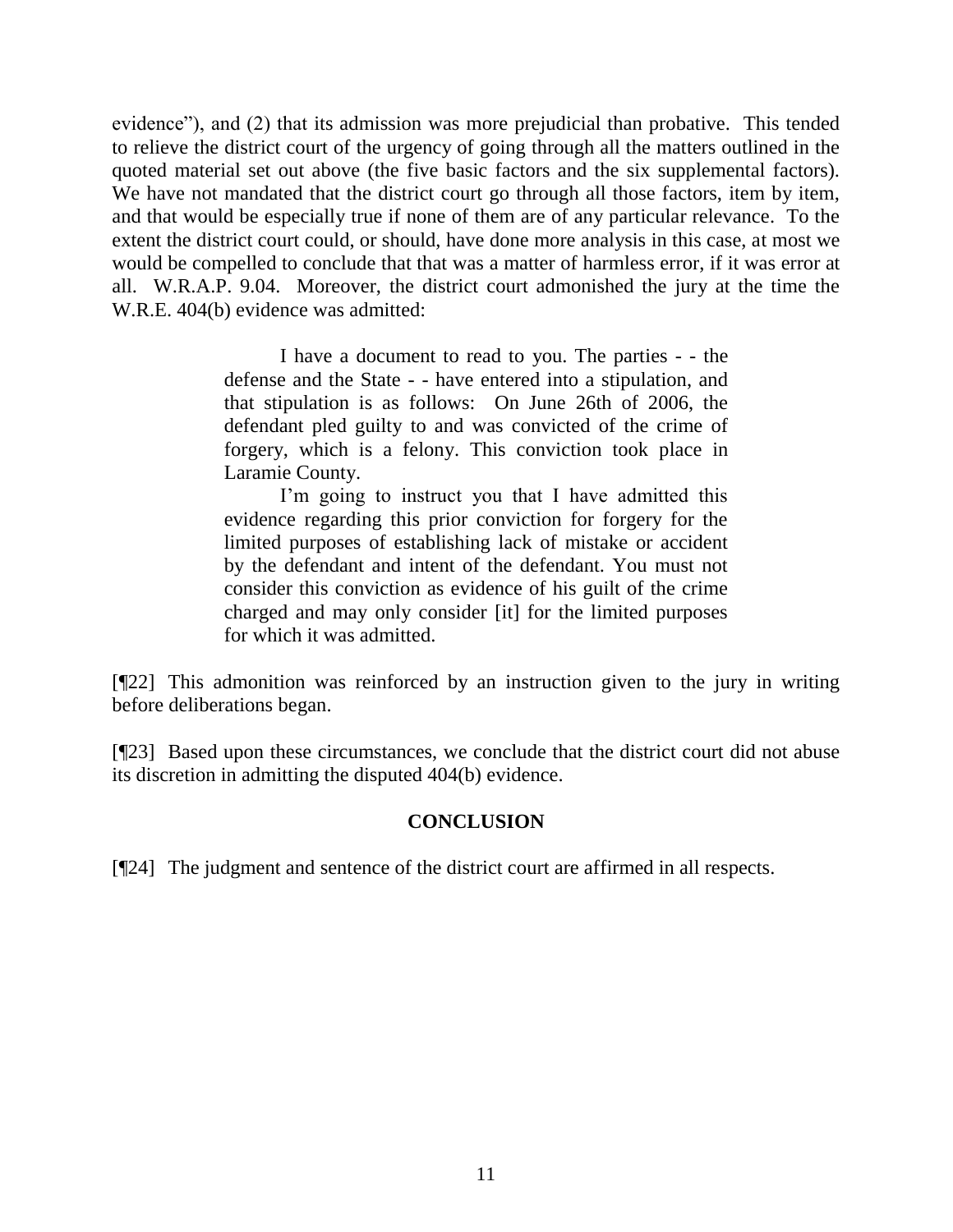evidence"), and (2) that its admission was more prejudicial than probative. This tended to relieve the district court of the urgency of going through all the matters outlined in the quoted material set out above (the five basic factors and the six supplemental factors). We have not mandated that the district court go through all those factors, item by item, and that would be especially true if none of them are of any particular relevance. To the extent the district court could, or should, have done more analysis in this case, at most we would be compelled to conclude that that was a matter of harmless error, if it was error at all. W.R.A.P. 9.04. Moreover, the district court admonished the jury at the time the W.R.E. 404(b) evidence was admitted:

> I have a document to read to you. The parties - - the defense and the State - - have entered into a stipulation, and that stipulation is as follows: On June 26th of 2006, the defendant pled guilty to and was convicted of the crime of forgery, which is a felony. This conviction took place in Laramie County.
>
> I'm going to instruct you that I have admitted this evidence regarding this prior conviction for forgery for the limited purposes of establishing lack of mistake or accident by the defendant and intent of the defendant. You must not consider this conviction as evidence of his guilt of the crime charged and may only consider [it] for the limited purposes for which it was admitted.

[¶22] This admonition was reinforced by an instruction given to the jury in writing before deliberations began.

[¶23] Based upon these circumstances, we conclude that the district court did not abuse its discretion in admitting the disputed 404(b) evidence.

## CONCLUSION

[¶24] The judgment and sentence of the district court are affirmed in all respects.